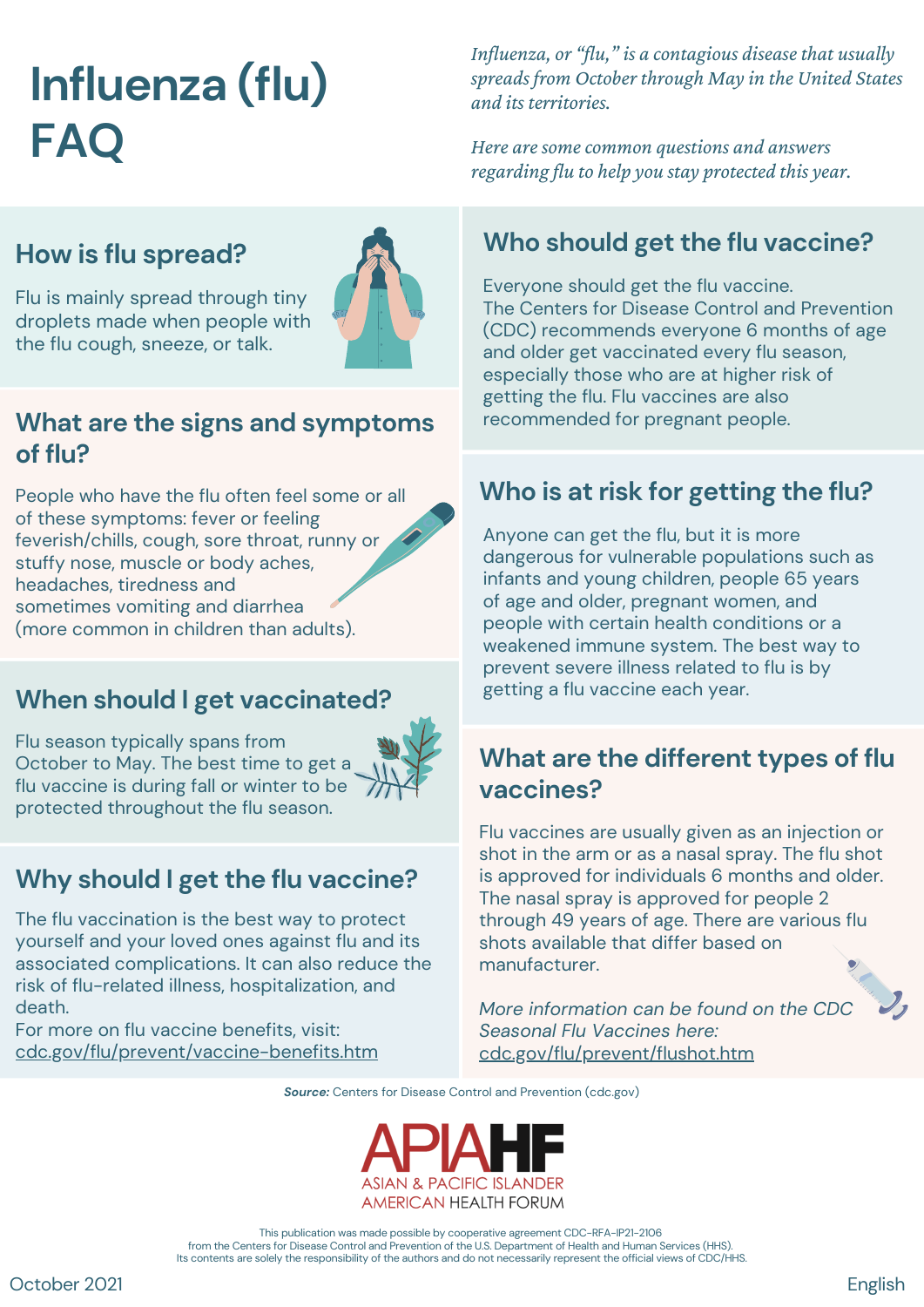# Influenza (flu) FAQ

*Influenza, or "flu," is a contagious disease that usually spreads from October through May in the United States and its territories.*

*Here are some common questions and answers regarding flu to help you stay protected this year.*

## How is flu spread?

Flu is mainly spread through tiny droplets made when people with the flu cough, sneeze, or talk.

## What are the signs and symptoms of flu?

People who have the flu often feel some or all of these symptoms: fever or feeling feverish/chills, cough, sore throat, runny or stuffy nose, muscle or body aches, headaches, tiredness and sometimes vomiting and diarrhea (more common in children than adults).

## When should I get vaccinated?

Flu season typically spans from October to May. The best time to get a flu vaccine is during fall or winter to be protected throughout the flu season.

## Why should I get the flu vaccine?

The flu vaccination is the best way to protect yourself and your loved ones against flu and its associated complications. It can also reduce the risk of flu-related illness, hospitalization, and death.
For more on flu vaccine benefits, visit: cdc.gov/flu/prevent/vaccine-benefits.htm

## Who should get the flu vaccine?

Everyone should get the flu vaccine.
The Centers for Disease Control and Prevention (CDC) recommends everyone 6 months of age and older get vaccinated every flu season, especially those who are at higher risk of getting the flu. Flu vaccines are also recommended for pregnant people.

## Who is at risk for getting the flu?

Anyone can get the flu, but it is more dangerous for vulnerable populations such as infants and young children, people 65 years of age and older, pregnant women, and people with certain health conditions or a weakened immune system. The best way to prevent severe illness related to flu is by getting a flu vaccine each year.

## What are the different types of flu vaccines?

Flu vaccines are usually given as an injection or shot in the arm or as a nasal spray. The flu shot is approved for individuals 6 months and older. The nasal spray is approved for people 2 through 49 years of age. There are various flu shots available that differ based on manufacturer.

*More information can be found on the CDC Seasonal Flu Vaccines here:*
cdc.gov/flu/prevent/flushot.htm

***Source:*** Centers for Disease Control and Prevention (cdc.gov)

APIAHF
ASIAN & PACIFIC ISLANDER AMERICAN HEALTH FORUM

This publication was made possible by cooperative agreement CDC-RFA-IP21-2106 from the Centers for Disease Control and Prevention of the U.S. Department of Health and Human Services (HHS). Its contents are solely the responsibility of the authors and do not necessarily represent the official views of CDC/HHS.

October 2021

English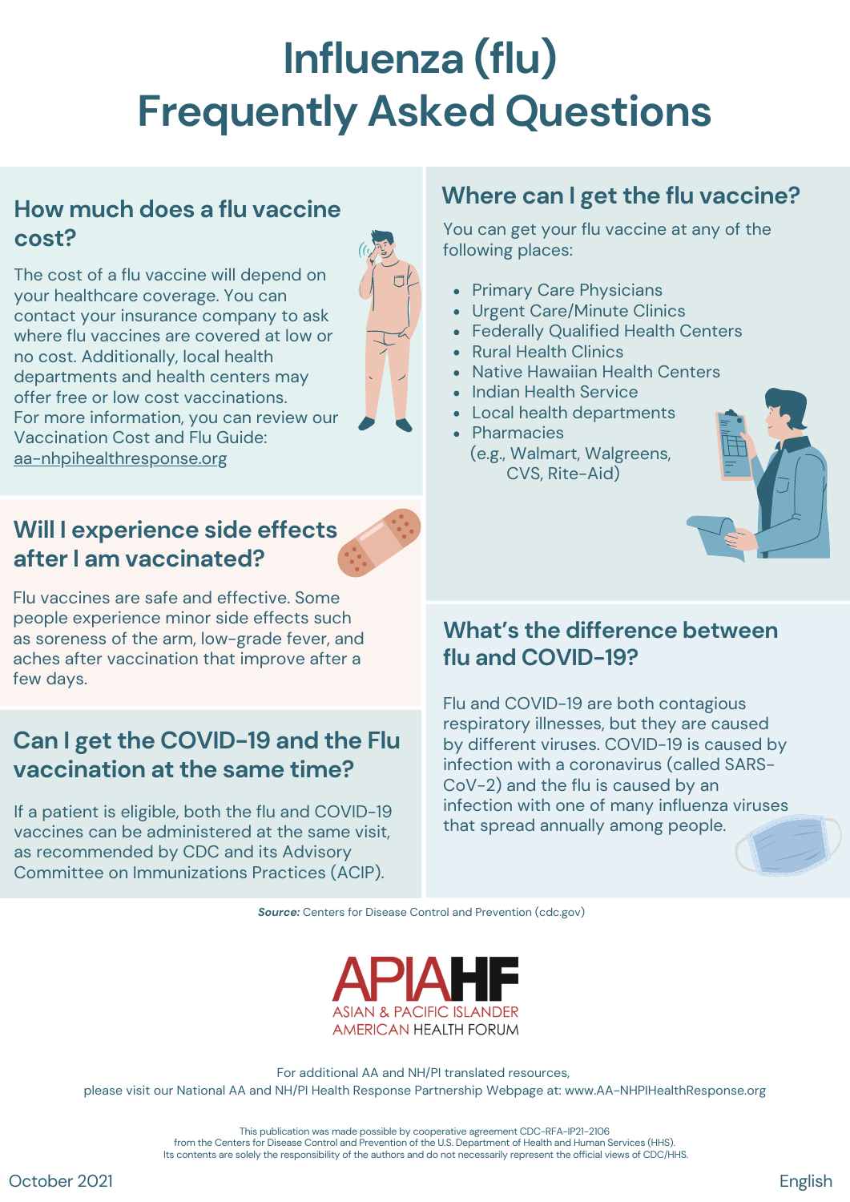# Influenza (flu) Frequently Asked Questions

## How much does a flu vaccine cost?

The cost of a flu vaccine will depend on your healthcare coverage. You can contact your insurance company to ask where flu vaccines are covered at low or no cost. Additionally, local health departments and health centers may offer free or low cost vaccinations. For more information, you can review our Vaccination Cost and Flu Guide: aa-nhpihealthresponse.org

## Will I experience side effects after I am vaccinated?

Flu vaccines are safe and effective. Some people experience minor side effects such as soreness of the arm, low-grade fever, and aches after vaccination that improve after a few days.

## Can I get the COVID-19 and the Flu vaccination at the same time?

If a patient is eligible, both the flu and COVID-19 vaccines can be administered at the same visit, as recommended by CDC and its Advisory Committee on Immunizations Practices (ACIP).

## Where can I get the flu vaccine?

You can get your flu vaccine at any of the following places:

- Primary Care Physicians
- Urgent Care/Minute Clinics
- Federally Qualified Health Centers
- Rural Health Clinics
- Native Hawaiian Health Centers
- Indian Health Service
- Local health departments
- Pharmacies (e.g., Walmart, Walgreens, CVS, Rite-Aid)

## What's the difference between flu and COVID-19?

Flu and COVID-19 are both contagious respiratory illnesses, but they are caused by different viruses. COVID-19 is caused by infection with a coronavirus (called SARS-CoV-2) and the flu is caused by an infection with one of many influenza viruses that spread annually among people.

***Source:*** Centers for Disease Control and Prevention (cdc.gov)

APIAHF
ASIAN & PACIFIC ISLANDER AMERICAN HEALTH FORUM

For additional AA and NH/PI translated resources, please visit our National AA and NH/PI Health Response Partnership Webpage at: www.AA-NHPIHealthResponse.org

This publication was made possible by cooperative agreement CDC-RFA-IP21-2106 from the Centers for Disease Control and Prevention of the U.S. Department of Health and Human Services (HHS). Its contents are solely the responsibility of the authors and do not necessarily represent the official views of CDC/HHS.

October 2021

English